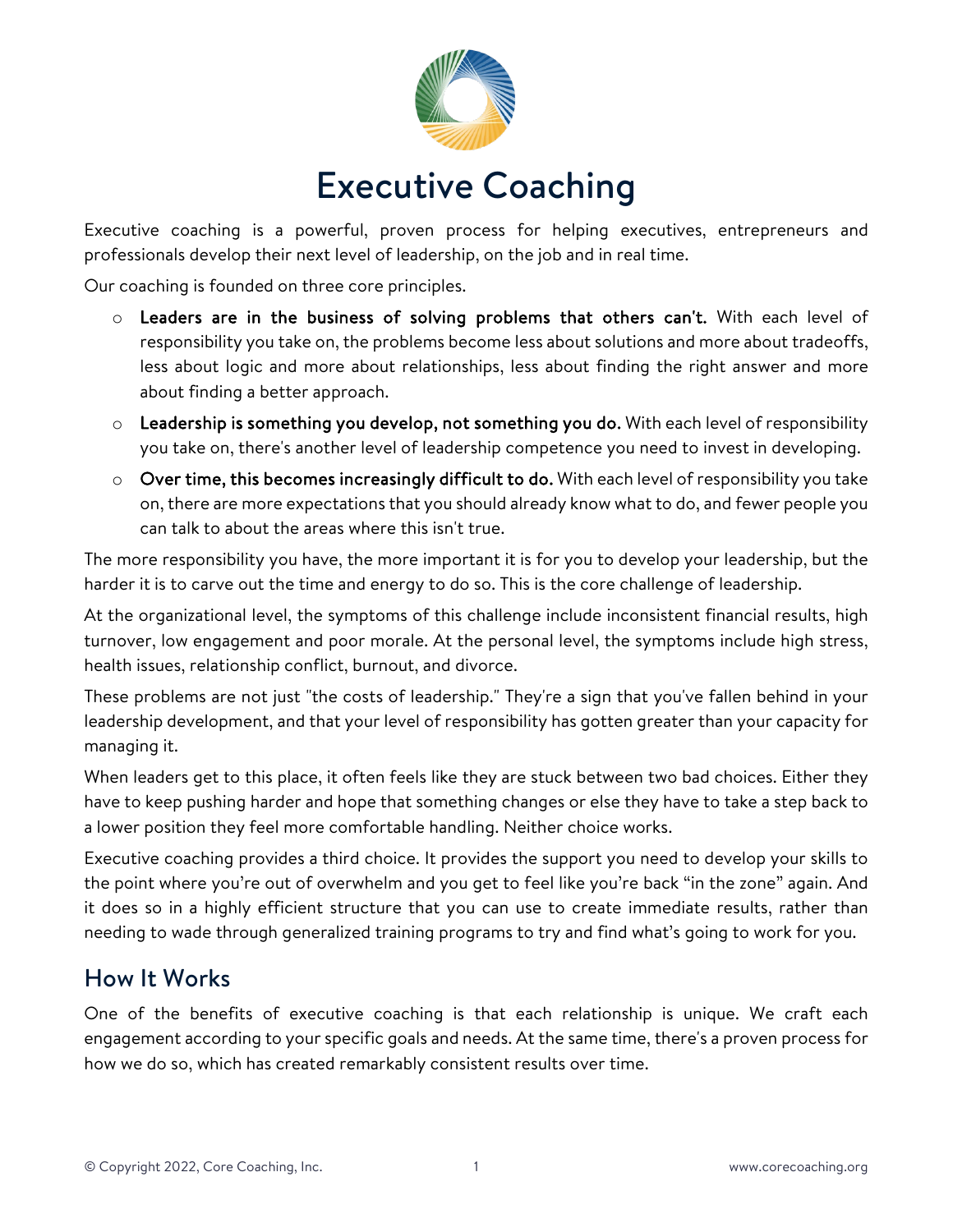# Executive Coaching

Executive coaching is a powerful, proven process for helping executives, entrepreneurs and professionals develop their next level of leadership, on the job and in real time.

Our coaching is founded on three core principles.

- **Leaders are in the business of solving problems that others can't.** With each level of responsibility you take on, the problems become less about solutions and more about tradeoffs, less about logic and more about relationships, less about finding the right answer and more about finding a better approach.
- **Leadership is something you develop, not something you do.** With each level of responsibility you take on, there's another level of leadership competence you need to invest in developing.
- **Over time, this becomes increasingly difficult to do.** With each level of responsibility you take on, there are more expectations that you should already know what to do, and fewer people you can talk to about the areas where this isn't true.

The more responsibility you have, the more important it is for you to develop your leadership, but the harder it is to carve out the time and energy to do so. This is the core challenge of leadership.

At the organizational level, the symptoms of this challenge include inconsistent financial results, high turnover, low engagement and poor morale. At the personal level, the symptoms include high stress, health issues, relationship conflict, burnout, and divorce.

These problems are not just "the costs of leadership." They're a sign that you've fallen behind in your leadership development, and that your level of responsibility has gotten greater than your capacity for managing it.

When leaders get to this place, it often feels like they are stuck between two bad choices. Either they have to keep pushing harder and hope that something changes or else they have to take a step back to a lower position they feel more comfortable handling. Neither choice works.

Executive coaching provides a third choice. It provides the support you need to develop your skills to the point where you're out of overwhelm and you get to feel like you're back "in the zone" again. And it does so in a highly efficient structure that you can use to create immediate results, rather than needing to wade through generalized training programs to try and find what's going to work for you.

## How It Works

One of the benefits of executive coaching is that each relationship is unique. We craft each engagement according to your specific goals and needs. At the same time, there's a proven process for how we do so, which has created remarkably consistent results over time.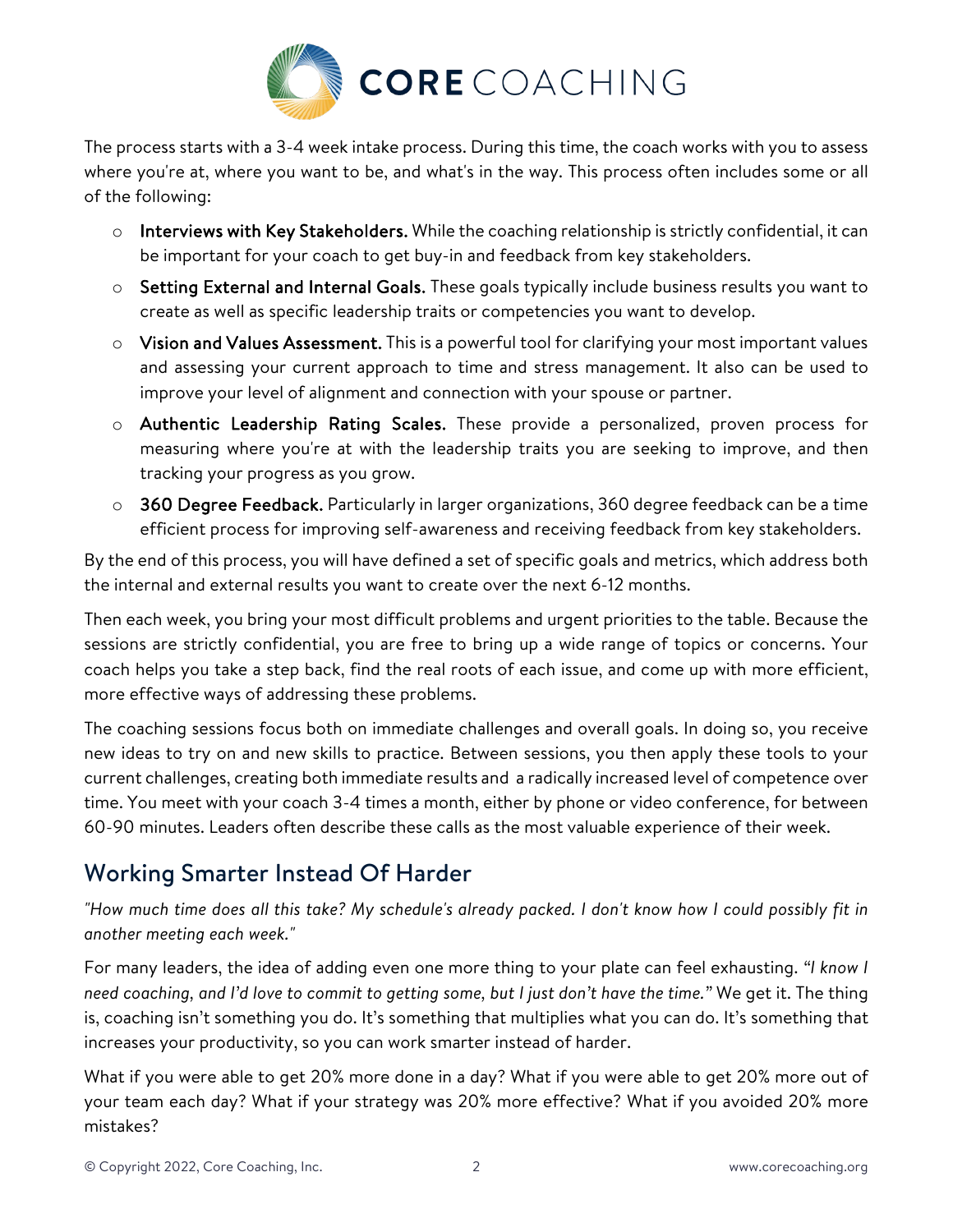The process starts with a 3-4 week intake process. During this time, the coach works with you to assess where you're at, where you want to be, and what's in the way. This process often includes some or all of the following:

- **Interviews with Key Stakeholders.** While the coaching relationship is strictly confidential, it can be important for your coach to get buy-in and feedback from key stakeholders.
- **Setting External and Internal Goals.** These goals typically include business results you want to create as well as specific leadership traits or competencies you want to develop.
- **Vision and Values Assessment.** This is a powerful tool for clarifying your most important values and assessing your current approach to time and stress management. It also can be used to improve your level of alignment and connection with your spouse or partner.
- **Authentic Leadership Rating Scales.** These provide a personalized, proven process for measuring where you're at with the leadership traits you are seeking to improve, and then tracking your progress as you grow.
- **360 Degree Feedback.** Particularly in larger organizations, 360 degree feedback can be a time efficient process for improving self-awareness and receiving feedback from key stakeholders.

By the end of this process, you will have defined a set of specific goals and metrics, which address both the internal and external results you want to create over the next 6-12 months.

Then each week, you bring your most difficult problems and urgent priorities to the table. Because the sessions are strictly confidential, you are free to bring up a wide range of topics or concerns. Your coach helps you take a step back, find the real roots of each issue, and come up with more efficient, more effective ways of addressing these problems.

The coaching sessions focus both on immediate challenges and overall goals. In doing so, you receive new ideas to try on and new skills to practice. Between sessions, you then apply these tools to your current challenges, creating both immediate results and a radically increased level of competence over time. You meet with your coach 3-4 times a month, either by phone or video conference, for between 60-90 minutes. Leaders often describe these calls as the most valuable experience of their week.

## Working Smarter Instead Of Harder

*"How much time does all this take? My schedule's already packed. I don't know how I could possibly fit in another meeting each week."*

For many leaders, the idea of adding even one more thing to your plate can feel exhausting. *"I know I need coaching, and I'd love to commit to getting some, but I just don't have the time."* We get it. The thing is, coaching isn't something you do. It's something that multiplies what you can do. It's something that increases your productivity, so you can work smarter instead of harder.

What if you were able to get 20% more done in a day? What if you were able to get 20% more out of your team each day? What if your strategy was 20% more effective? What if you avoided 20% more mistakes?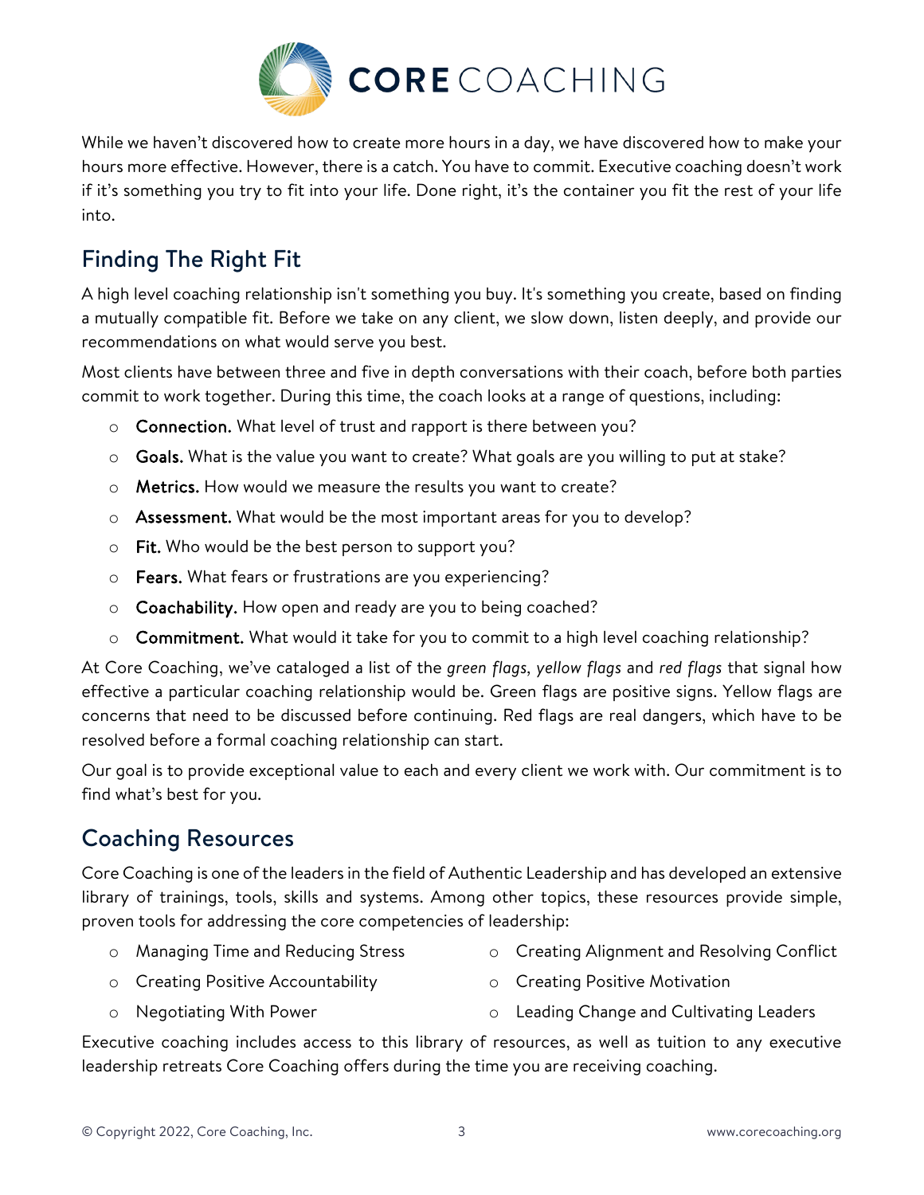While we haven't discovered how to create more hours in a day, we have discovered how to make your hours more effective. However, there is a catch. You have to commit. Executive coaching doesn't work if it's something you try to fit into your life. Done right, it's the container you fit the rest of your life into.

## Finding The Right Fit

A high level coaching relationship isn't something you buy. It's something you create, based on finding a mutually compatible fit. Before we take on any client, we slow down, listen deeply, and provide our recommendations on what would serve you best.

Most clients have between three and five in depth conversations with their coach, before both parties commit to work together. During this time, the coach looks at a range of questions, including:

- **Connection.** What level of trust and rapport is there between you?
- **Goals.** What is the value you want to create? What goals are you willing to put at stake?
- **Metrics.** How would we measure the results you want to create?
- **Assessment.** What would be the most important areas for you to develop?
- **Fit.** Who would be the best person to support you?
- **Fears.** What fears or frustrations are you experiencing?
- **Coachability.** How open and ready are you to being coached?
- **Commitment.** What would it take for you to commit to a high level coaching relationship?

At Core Coaching, we've cataloged a list of the *green flags*, *yellow flags* and *red flags* that signal how effective a particular coaching relationship would be. Green flags are positive signs. Yellow flags are concerns that need to be discussed before continuing. Red flags are real dangers, which have to be resolved before a formal coaching relationship can start.

Our goal is to provide exceptional value to each and every client we work with. Our commitment is to find what's best for you.

## Coaching Resources

Core Coaching is one of the leaders in the field of Authentic Leadership and has developed an extensive library of trainings, tools, skills and systems. Among other topics, these resources provide simple, proven tools for addressing the core competencies of leadership:

- Managing Time and Reducing Stress
- Creating Positive Accountability
- Negotiating With Power
- Creating Alignment and Resolving Conflict
- Creating Positive Motivation
- Leading Change and Cultivating Leaders

Executive coaching includes access to this library of resources, as well as tuition to any executive leadership retreats Core Coaching offers during the time you are receiving coaching.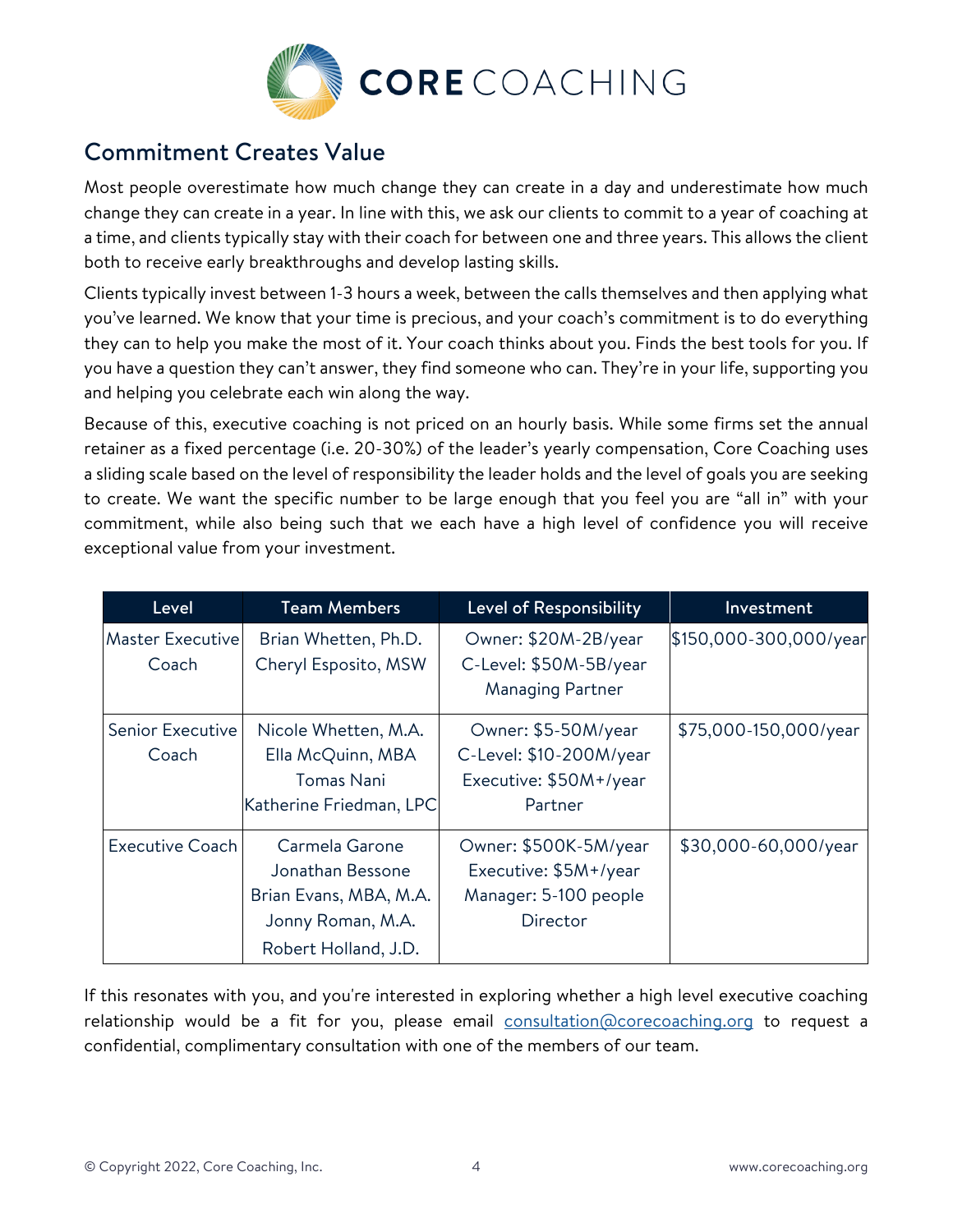CORE COACHING

## Commitment Creates Value

Most people overestimate how much change they can create in a day and underestimate how much change they can create in a year. In line with this, we ask our clients to commit to a year of coaching at a time, and clients typically stay with their coach for between one and three years. This allows the client both to receive early breakthroughs and develop lasting skills.

Clients typically invest between 1-3 hours a week, between the calls themselves and then applying what you've learned. We know that your time is precious, and your coach's commitment is to do everything they can to help you make the most of it. Your coach thinks about you. Finds the best tools for you. If you have a question they can't answer, they find someone who can. They're in your life, supporting you and helping you celebrate each win along the way.

Because of this, executive coaching is not priced on an hourly basis. While some firms set the annual retainer as a fixed percentage (i.e. 20-30%) of the leader's yearly compensation, Core Coaching uses a sliding scale based on the level of responsibility the leader holds and the level of goals you are seeking to create. We want the specific number to be large enough that you feel you are "all in" with your commitment, while also being such that we each have a high level of confidence you will receive exceptional value from your investment.

| Level | Team Members | Level of Responsibility | Investment |
|---|---|---|---|
| Master Executive Coach | Brian Whetten, Ph.D.<br>Cheryl Esposito, MSW | Owner: \$20M-2B/year<br>C-Level: \$50M-5B/year<br>Managing Partner | \$150,000-300,000/year |
| Senior Executive Coach | Nicole Whetten, M.A.<br>Ella McQuinn, MBA<br>Tomas Nani<br>Katherine Friedman, LPC | Owner: \$5-50M/year<br>C-Level: \$10-200M/year<br>Executive: \$50M+/year<br>Partner | \$75,000-150,000/year |
| Executive Coach | Carmela Garone<br>Jonathan Bessone<br>Brian Evans, MBA, M.A.<br>Jonny Roman, M.A.<br>Robert Holland, J.D. | Owner: \$500K-5M/year<br>Executive: \$5M+/year<br>Manager: 5-100 people<br>Director | \$30,000-60,000/year |

If this resonates with you, and you're interested in exploring whether a high level executive coaching relationship would be a fit for you, please email consultation@corecoaching.org to request a confidential, complimentary consultation with one of the members of our team.